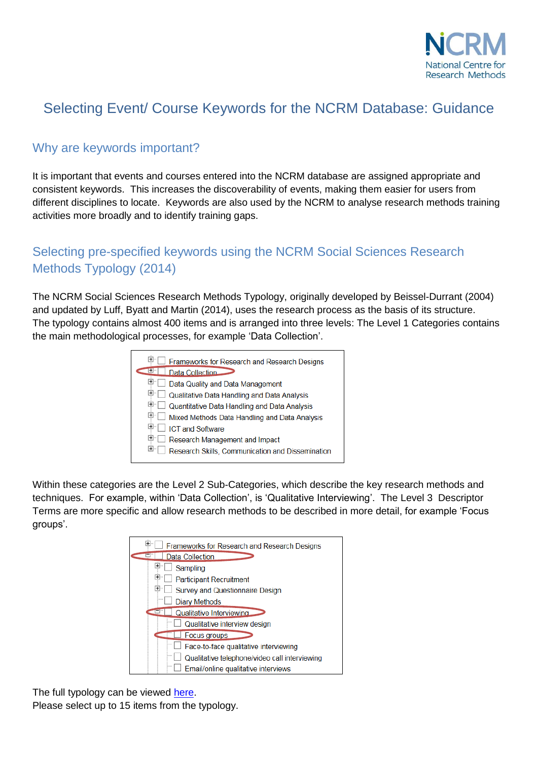# Selecting Event/ Course Keywords for the NCRM Database: Guidance

## Why are keywords important?

It is important that events and courses entered into the NCRM database are assigned appropriate and consistent keywords. This increases the discoverability of events, making them easier for users from different disciplines to locate. Keywords are also used by the NCRM to analyse research methods training activities more broadly and to identify training gaps.

## Selecting pre-specified keywords using the NCRM Social Sciences Research Methods Typology (2014)

The NCRM Social Sciences Research Methods Typology, originally developed by Beissel-Durrant (2004) and updated by Luff, Byatt and Martin (2014), uses the research process as the basis of its structure. The typology contains almost 400 items and is arranged into three levels: The Level 1 Categories contains the main methodological processes, for example 'Data Collection'.

- Frameworks for Research and Research Designs
- Data Collection
- Data Quality and Data Management
- Qualitative Data Handling and Data Analysis
- Quantitative Data Handling and Data Analysis
- Mixed Methods Data Handling and Data Analysis
- ICT and Software
- Research Management and Impact
- Research Skills, Communication and Dissemination

Within these categories are the Level 2 Sub-Categories, which describe the key research methods and techniques. For example, within 'Data Collection', is 'Qualitative Interviewing'. The Level 3 Descriptor Terms are more specific and allow research methods to be described in more detail, for example 'Focus groups'.

- Frameworks for Research and Research Designs
- Data Collection
  - Sampling
  - Participant Recruitment
  - Survey and Questionnaire Design
  - Diary Methods
  - Qualitative Interviewing
    - Qualitative interview design
    - Focus groups
    - Face-to-face qualitative interviewing
    - Qualitative telephone/video call interviewing
    - Email/online qualitative interviews

The full typology can be viewed here.
Please select up to 15 items from the typology.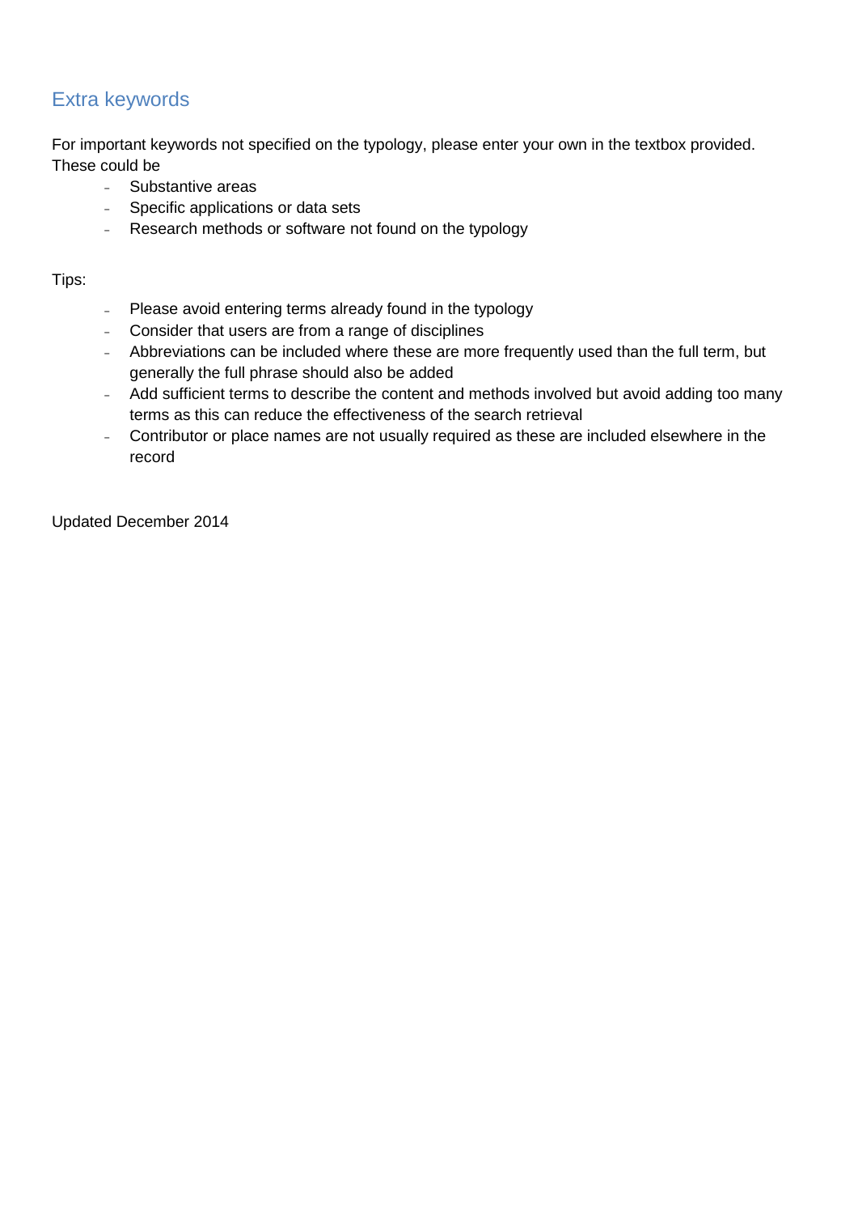## Extra keywords

For important keywords not specified on the typology, please enter your own in the textbox provided. These could be

- Substantive areas
- Specific applications or data sets
- Research methods or software not found on the typology

Tips:

- Please avoid entering terms already found in the typology
- Consider that users are from a range of disciplines
- Abbreviations can be included where these are more frequently used than the full term, but generally the full phrase should also be added
- Add sufficient terms to describe the content and methods involved but avoid adding too many terms as this can reduce the effectiveness of the search retrieval
- Contributor or place names are not usually required as these are included elsewhere in the record

Updated December 2014